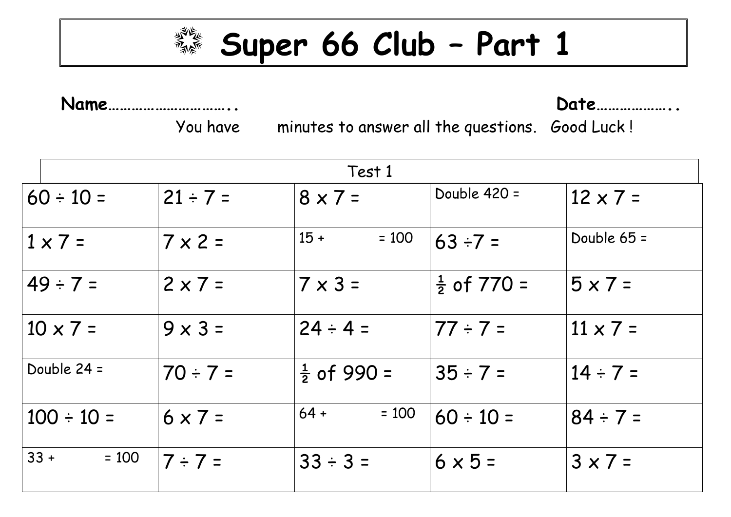# Super 66 Club – Part 1

**Name…………………………..** **Date………………..**

You have minutes to answer all the questions. Good Luck !

| Test 1 | | | | |
|---|---|---|---|---|
| 60 ÷ 10 = | 21 ÷ 7 = | 8 x 7 = | Double 420 = | 12 x 7 = |
| 1 x 7 = | 7 x 2 = | 15 + = 100 | 63 ÷7 = | Double 65 = |
| 49 ÷ 7 = | 2 x 7 = | 7 x 3 = | ½ of 770 = | 5 x 7 = |
| 10 x 7 = | 9 x 3 = | 24 ÷ 4 = | 77 ÷ 7 = | 11 x 7 = |
| Double 24 = | 70 ÷ 7 = | ½ of 990 = | 35 ÷ 7 = | 14 ÷ 7 = |
| 100 ÷ 10 = | 6 x 7 = | 64 + = 100 | 60 ÷ 10 = | 84 ÷ 7 = |
| 33 + = 100 | 7 ÷ 7 = | 33 ÷ 3 = | 6 x 5 = | 3 x 7 = |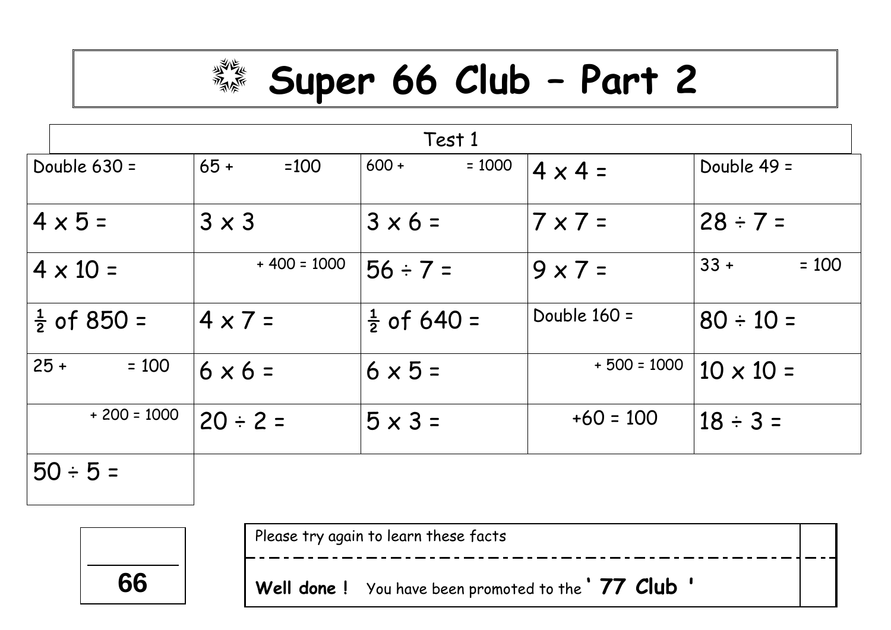# Super 66 Club – Part 2

| Test 1 | | | | |
|---|---|---|---|---|
| Double 630 = | 65 + =100 | 600 + = 1000 | 4 x 4 = | Double 49 = |
| 4 x 5 = | 3 x 3 | 3 x 6 = | 7 x 7 = | 28 ÷ 7 = |
| 4 x 10 = | + 400 = 1000 | 56 ÷ 7 = | 9 x 7 = | 33 + = 100 |
| ½ of 850 = | 4 x 7 = | ½ of 640 = | Double 160 = | 80 ÷ 10 = |
| 25 + = 100 | 6 x 6 = | 6 x 5 = | + 500 = 1000 | 10 x 10 = |
| + 200 = 1000 | 20 ÷ 2 = | 5 x 3 = | +60 = 100 | 18 ÷ 3 = |
| 50 ÷ 5 = | | | | |

______
**66**

Please try again to learn these facts

**Well done !** You have been promoted to the **' 77 Club '**